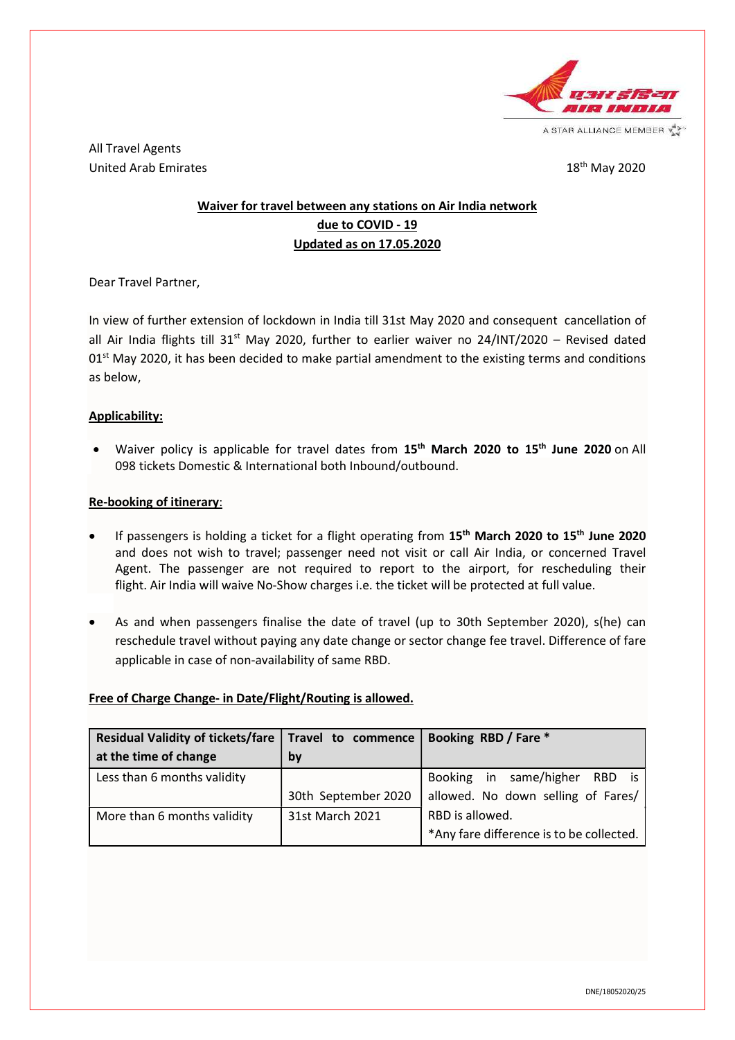All Travel Agents
United Arab Emirates

18th May 2020

**Waiver for travel between any stations on Air India network**
**due to COVID - 19**
**Updated as on 17.05.2020**

Dear Travel Partner,

In view of further extension of lockdown in India till 31st May 2020 and consequent cancellation of all Air India flights till 31st May 2020, further to earlier waiver no 24/INT/2020 – Revised dated 01st May 2020, it has been decided to make partial amendment to the existing terms and conditions as below,

**Applicability:**

- Waiver policy is applicable for travel dates from **15th March 2020 to 15th June 2020** on All 098 tickets Domestic & International both Inbound/outbound.

**Re-booking of itinerary**:

- If passengers is holding a ticket for a flight operating from **15th March 2020 to 15th June 2020** and does not wish to travel; passenger need not visit or call Air India, or concerned Travel Agent. The passenger are not required to report to the airport, for rescheduling their flight. Air India will waive No-Show charges i.e. the ticket will be protected at full value.
- As and when passengers finalise the date of travel (up to 30th September 2020), s(he) can reschedule travel without paying any date change or sector change fee travel. Difference of fare applicable in case of non-availability of same RBD.

**Free of Charge Change- in Date/Flight/Routing is allowed.**

| Residual Validity of tickets/fare at the time of change | Travel to commence by | Booking RBD / Fare * |
|---|---|---|
| Less than 6 months validity | 30th September 2020 | Booking in same/higher RBD is allowed. No down selling of Fares/ RBD is allowed. *Any fare difference is to be collected. |
| More than 6 months validity | 31st March 2021 | |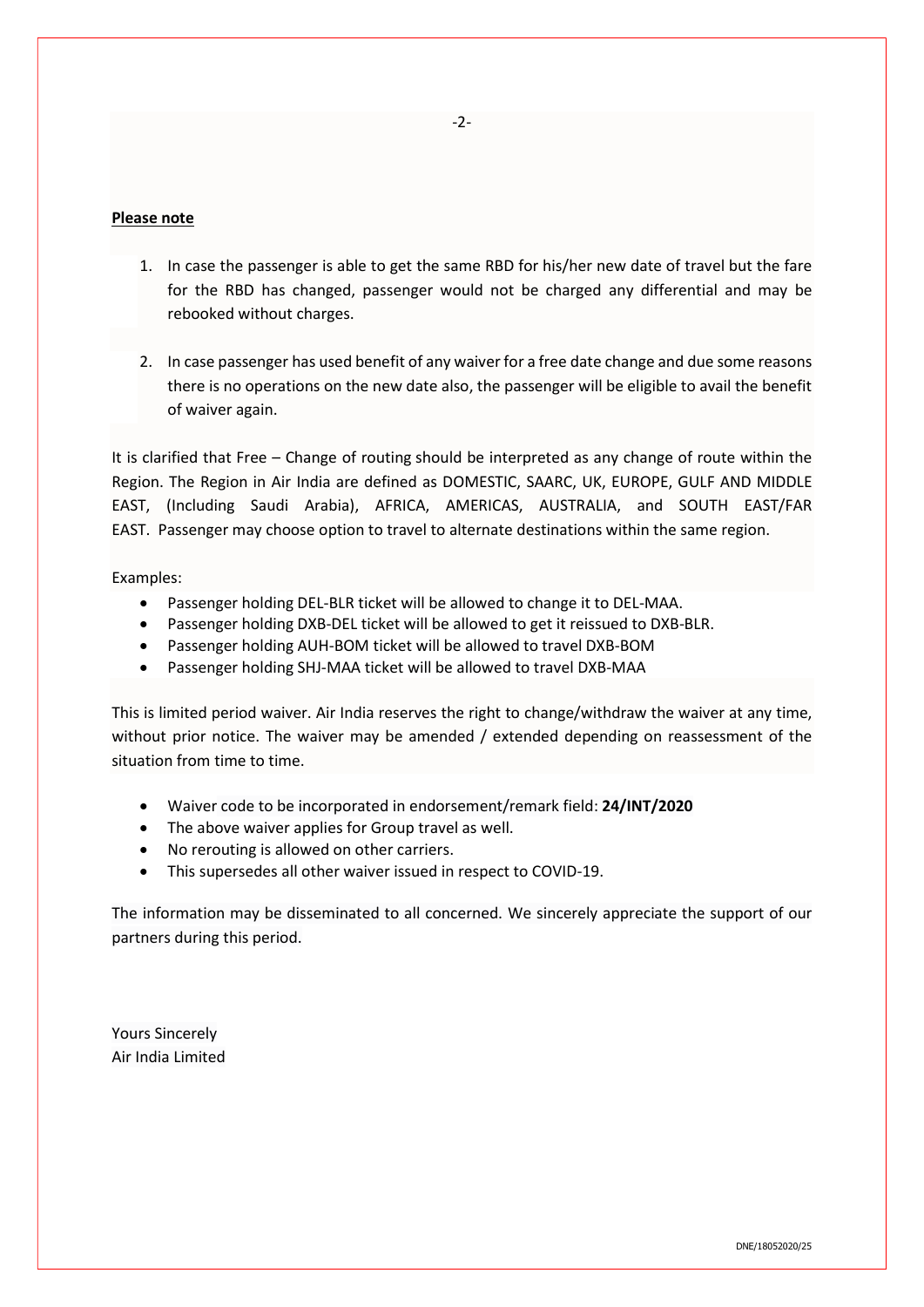**Please note**

1. In case the passenger is able to get the same RBD for his/her new date of travel but the fare for the RBD has changed, passenger would not be charged any differential and may be rebooked without charges.

2. In case passenger has used benefit of any waiver for a free date change and due some reasons there is no operations on the new date also, the passenger will be eligible to avail the benefit of waiver again.

It is clarified that Free – Change of routing should be interpreted as any change of route within the Region. The Region in Air India are defined as DOMESTIC, SAARC, UK, EUROPE, GULF AND MIDDLE EAST, (Including Saudi Arabia), AFRICA, AMERICAS, AUSTRALIA, and SOUTH EAST/FAR EAST. Passenger may choose option to travel to alternate destinations within the same region.

Examples:

- Passenger holding DEL-BLR ticket will be allowed to change it to DEL-MAA.
- Passenger holding DXB-DEL ticket will be allowed to get it reissued to DXB-BLR.
- Passenger holding AUH-BOM ticket will be allowed to travel DXB-BOM
- Passenger holding SHJ-MAA ticket will be allowed to travel DXB-MAA

This is limited period waiver. Air India reserves the right to change/withdraw the waiver at any time, without prior notice. The waiver may be amended / extended depending on reassessment of the situation from time to time.

- Waiver code to be incorporated in endorsement/remark field: **24/INT/2020**
- The above waiver applies for Group travel as well.
- No rerouting is allowed on other carriers.
- This supersedes all other waiver issued in respect to COVID-19.

The information may be disseminated to all concerned. We sincerely appreciate the support of our partners during this period.

Yours Sincerely
Air India Limited

DNE/18052020/25